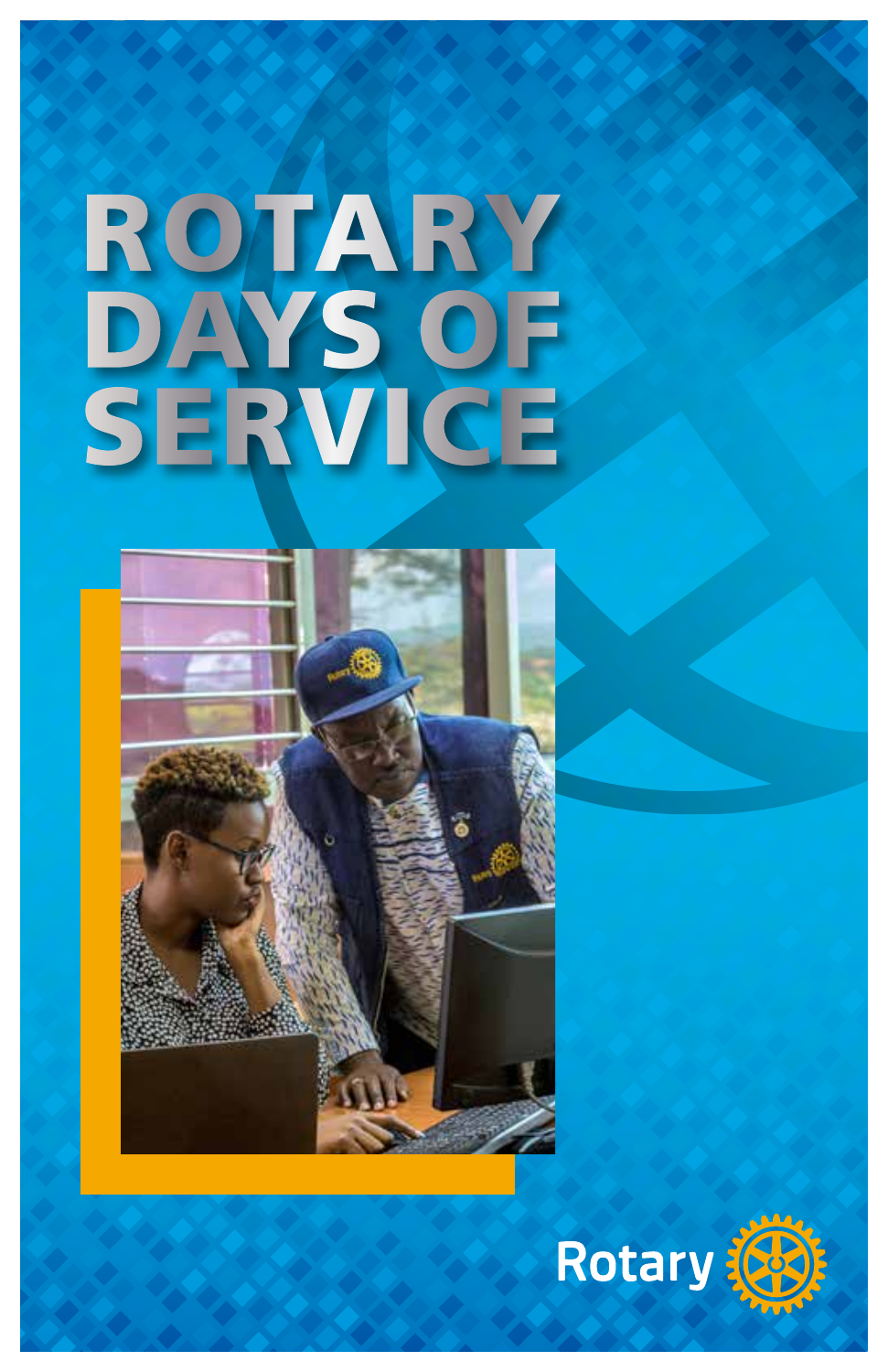# ROTARY DAYS OF SERVICE

Rotary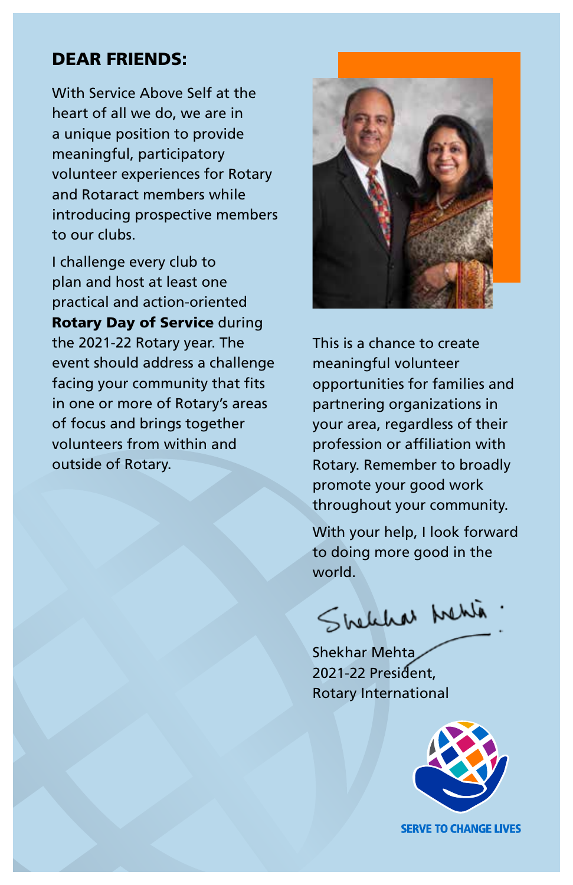## DEAR FRIENDS:

With Service Above Self at the heart of all we do, we are in a unique position to provide meaningful, participatory volunteer experiences for Rotary and Rotaract members while introducing prospective members to our clubs.

I challenge every club to plan and host at least one practical and action-oriented **Rotary Day of Service** during the 2021-22 Rotary year. The event should address a challenge facing your community that fits in one or more of Rotary's areas of focus and brings together volunteers from within and outside of Rotary.

This is a chance to create meaningful volunteer opportunities for families and partnering organizations in your area, regardless of their profession or affiliation with Rotary. Remember to broadly promote your good work throughout your community.

With your help, I look forward to doing more good in the world.

Shekhar Mehta
2021-22 President,
Rotary International

SERVE TO CHANGE LIVES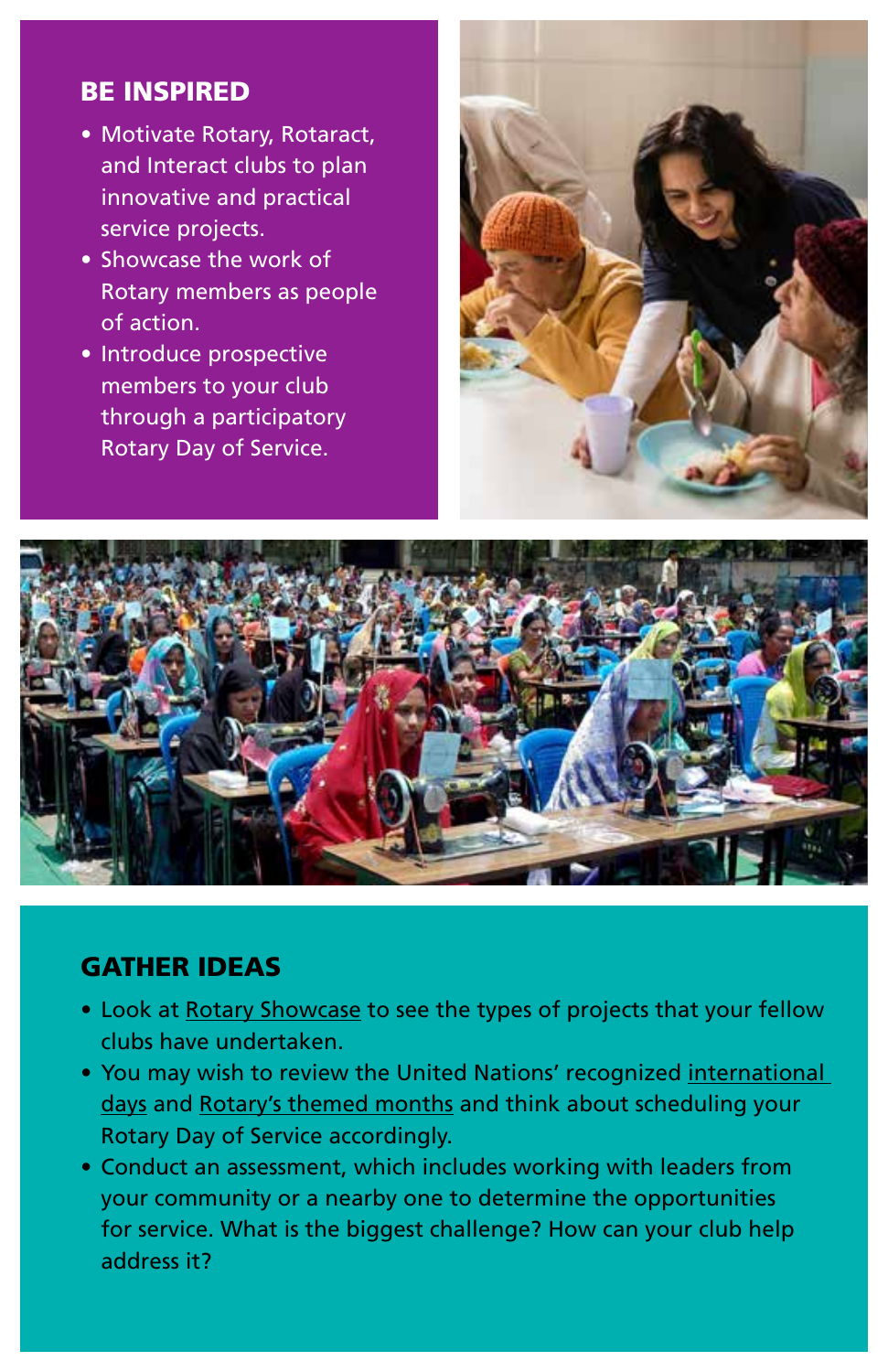## BE INSPIRED

- Motivate Rotary, Rotaract, and Interact clubs to plan innovative and practical service projects.
- Showcase the work of Rotary members as people of action.
- Introduce prospective members to your club through a participatory Rotary Day of Service.

## GATHER IDEAS

- Look at Rotary Showcase to see the types of projects that your fellow clubs have undertaken.
- You may wish to review the United Nations' recognized international days and Rotary's themed months and think about scheduling your Rotary Day of Service accordingly.
- Conduct an assessment, which includes working with leaders from your community or a nearby one to determine the opportunities for service. What is the biggest challenge? How can your club help address it?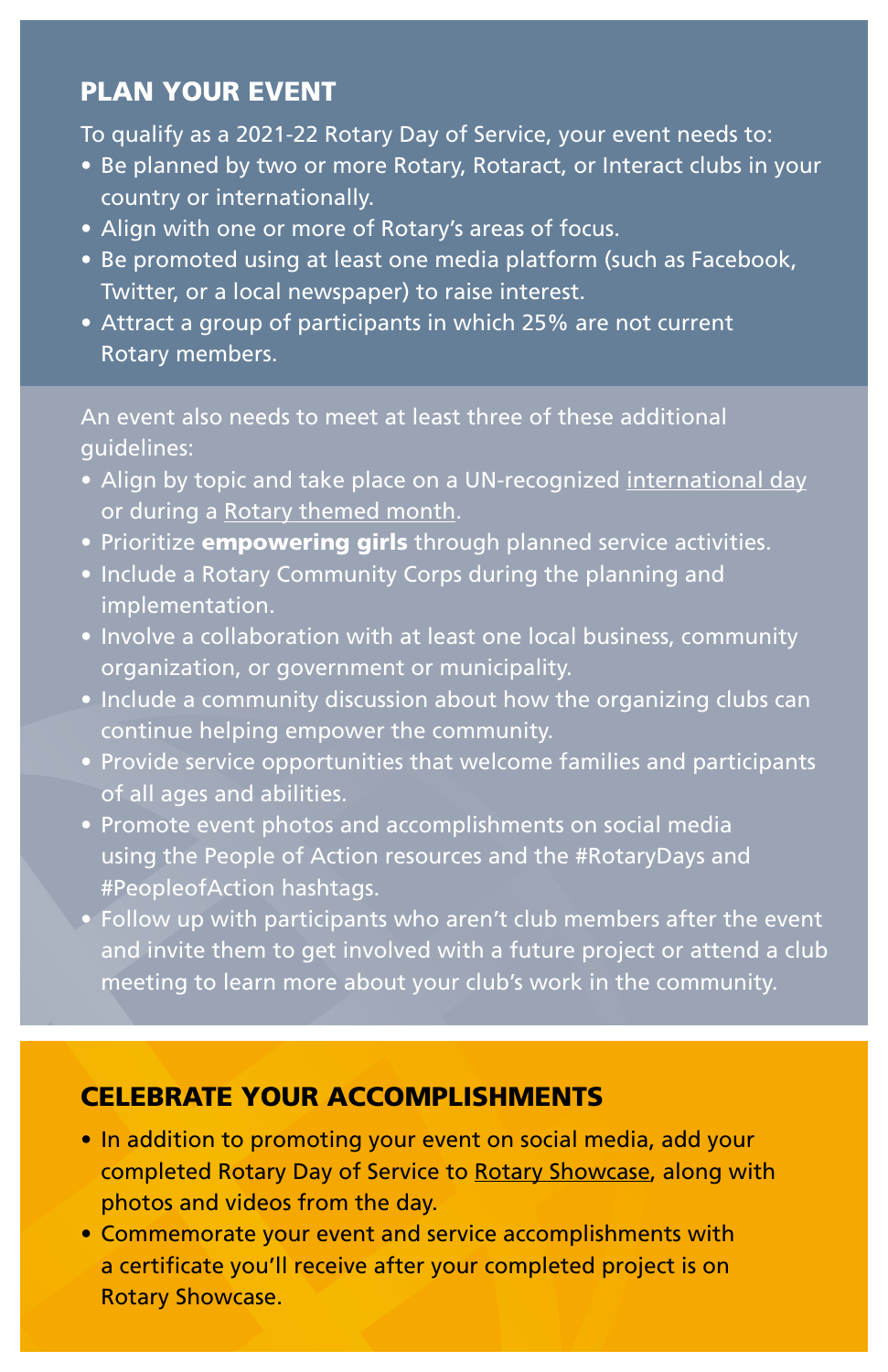## PLAN YOUR EVENT

To qualify as a 2021-22 Rotary Day of Service, your event needs to:

- Be planned by two or more Rotary, Rotaract, or Interact clubs in your country or internationally.
- Align with one or more of Rotary's areas of focus.
- Be promoted using at least one media platform (such as Facebook, Twitter, or a local newspaper) to raise interest.
- Attract a group of participants in which 25% are not current Rotary members.

An event also needs to meet at least three of these additional guidelines:

- Align by topic and take place on a UN-recognized international day or during a Rotary themed month.
- Prioritize **empowering girls** through planned service activities.
- Include a Rotary Community Corps during the planning and implementation.
- Involve a collaboration with at least one local business, community organization, or government or municipality.
- Include a community discussion about how the organizing clubs can continue helping empower the community.
- Provide service opportunities that welcome families and participants of all ages and abilities.
- Promote event photos and accomplishments on social media using the People of Action resources and the #RotaryDays and #PeopleofAction hashtags.
- Follow up with participants who aren't club members after the event and invite them to get involved with a future project or attend a club meeting to learn more about your club's work in the community.

## CELEBRATE YOUR ACCOMPLISHMENTS

- In addition to promoting your event on social media, add your completed Rotary Day of Service to Rotary Showcase, along with photos and videos from the day.
- Commemorate your event and service accomplishments with a certificate you'll receive after your completed project is on Rotary Showcase.